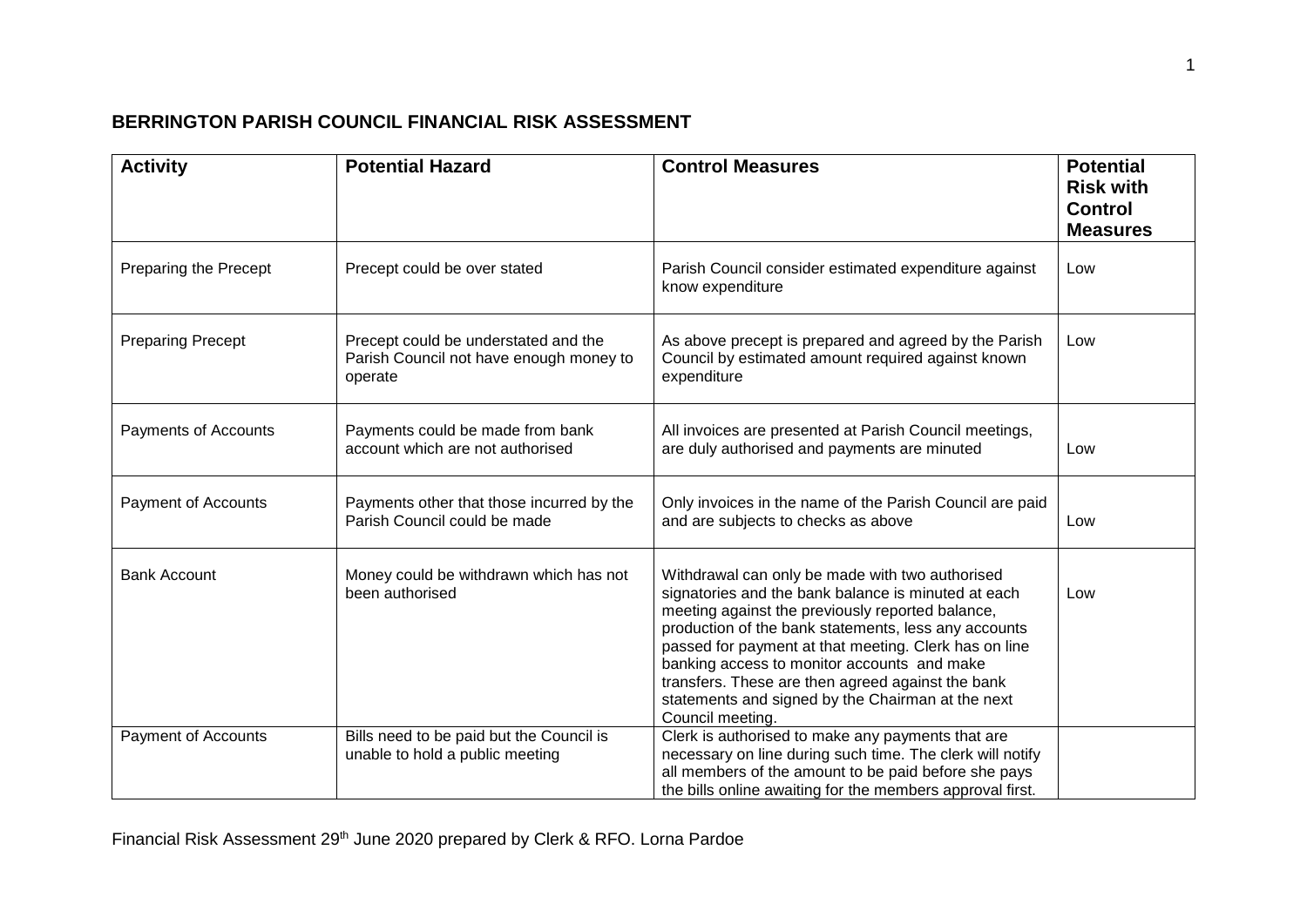## BERRINGTON PARISH COUNCIL FINANCIAL RISK ASSESSMENT

| Activity | Potential Hazard | Control Measures | Potential Risk with Control Measures |
|---|---|---|---|
| Preparing the Precept | Precept could be over stated | Parish Council consider estimated expenditure against know expenditure | Low |
| Preparing Precept | Precept could be understated and the Parish Council not have enough money to operate | As above precept is prepared and agreed by the Parish Council by estimated amount required against known expenditure | Low |
| Payments of Accounts | Payments could be made from bank account which are not authorised | All invoices are presented at Parish Council meetings, are duly authorised and payments are minuted | Low |
| Payment of Accounts | Payments other that those incurred by the Parish Council could be made | Only invoices in the name of the Parish Council are paid and are subjects to checks as above | Low |
| Bank Account | Money could be withdrawn which has not been authorised | Withdrawal can only be made with two authorised signatories and the bank balance is minuted at each meeting against the previously reported balance, production of the bank statements, less any accounts passed for payment at that meeting. Clerk has on line banking access to monitor accounts and make transfers. These are then agreed against the bank statements and signed by the Chairman at the next Council meeting. | Low |
| Payment of Accounts | Bills need to be paid but the Council is unable to hold a public meeting | Clerk is authorised to make any payments that are necessary on line during such time. The clerk will notify all members of the amount to be paid before she pays the bills online awaiting for the members approval first. | |

Financial Risk Assessment 29th June 2020 prepared by Clerk & RFO. Lorna Pardoe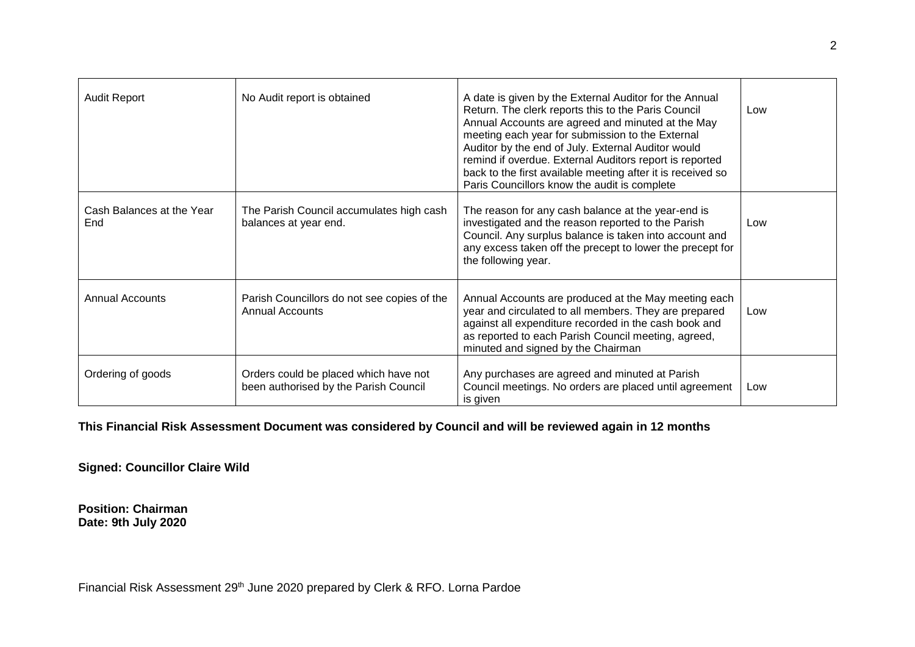| | | | |
|---|---|---|---|
| Audit Report | No Audit report is obtained | A date is given by the External Auditor for the Annual Return. The clerk reports this to the Paris Council Annual Accounts are agreed and minuted at the May meeting each year for submission to the External Auditor by the end of July. External Auditor would remind if overdue. External Auditors report is reported back to the first available meeting after it is received so Paris Councillors know the audit is complete | Low |
| Cash Balances at the Year End | The Parish Council accumulates high cash balances at year end. | The reason for any cash balance at the year-end is investigated and the reason reported to the Parish Council. Any surplus balance is taken into account and any excess taken off the precept to lower the precept for the following year. | Low |
| Annual Accounts | Parish Councillors do not see copies of the Annual Accounts | Annual Accounts are produced at the May meeting each year and circulated to all members. They are prepared against all expenditure recorded in the cash book and as reported to each Parish Council meeting, agreed, minuted and signed by the Chairman | Low |
| Ordering of goods | Orders could be placed which have not been authorised by the Parish Council | Any purchases are agreed and minuted at Parish Council meetings. No orders are placed until agreement is given | Low |

**This Financial Risk Assessment Document was considered by Council and will be reviewed again in 12 months**

**Signed: Councillor Claire Wild**

**Position: Chairman**
**Date: 9th July 2020**

Financial Risk Assessment 29th June 2020 prepared by Clerk & RFO. Lorna Pardoe